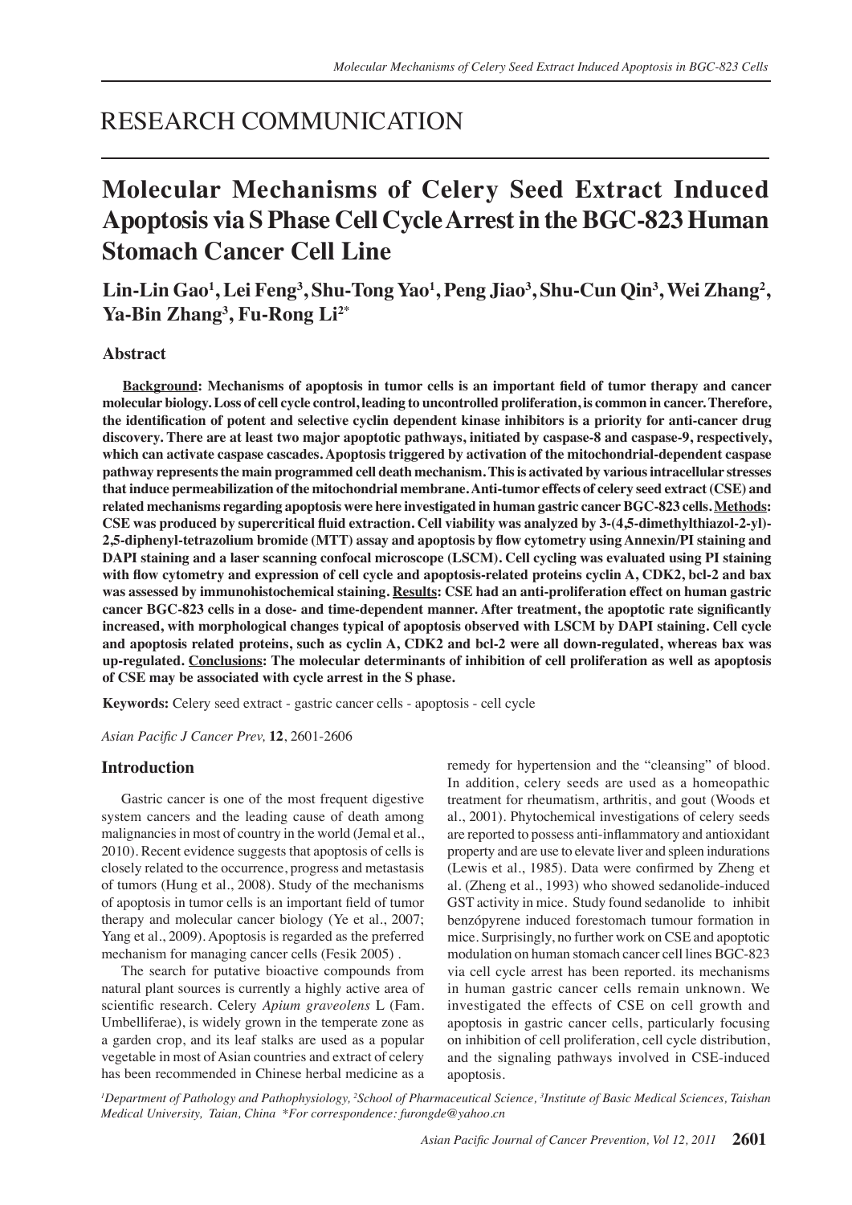RESEARCH COMMUNICATION

# Molecular Mechanisms of Celery Seed Extract Induced Apoptosis via S Phase Cell Cycle Arrest in the BGC-823 Human Stomach Cancer Cell Line

**Lin-Lin Gao[1], Lei Feng[3], Shu-Tong Yao[1], Peng Jiao[3], Shu-Cun Qin[3], Wei Zhang[2], Ya-Bin Zhang[3], Fu-Rong Li[2]***

## Abstract

**Background: Mechanisms of apoptosis in tumor cells is an important field of tumor therapy and cancer molecular biology. Loss of cell cycle control, leading to uncontrolled proliferation, is common in cancer. Therefore, the identification of potent and selective cyclin dependent kinase inhibitors is a priority for anti-cancer drug discovery. There are at least two major apoptotic pathways, initiated by caspase-8 and caspase-9, respectively, which can activate caspase cascades. Apoptosis triggered by activation of the mitochondrial-dependent caspase pathway represents the main programmed cell death mechanism. This is activated by various intracellular stresses that induce permeabilization of the mitochondrial membrane. Anti-tumor effects of celery seed extract (CSE) and related mechanisms regarding apoptosis were here investigated in human gastric cancer BGC-823 cells. Methods: CSE was produced by supercritical fluid extraction. Cell viability was analyzed by 3-(4,5-dimethylthiazol-2-yl)-2,5-diphenyl-tetrazolium bromide (MTT) assay and apoptosis by flow cytometry using Annexin/PI staining and DAPI staining and a laser scanning confocal microscope (LSCM). Cell cycling was evaluated using PI staining with flow cytometry and expression of cell cycle and apoptosis-related proteins cyclin A, CDK2, bcl-2 and bax was assessed by immunohistochemical staining. Results: CSE had an anti-proliferation effect on human gastric cancer BGC-823 cells in a dose- and time-dependent manner. After treatment, the apoptotic rate significantly increased, with morphological changes typical of apoptosis observed with LSCM by DAPI staining. Cell cycle and apoptosis related proteins, such as cyclin A, CDK2 and bcl-2 were all down-regulated, whereas bax was up-regulated. Conclusions: The molecular determinants of inhibition of cell proliferation as well as apoptosis of CSE may be associated with cycle arrest in the S phase.**

**Keywords:** Celery seed extract - gastric cancer cells - apoptosis - cell cycle

*Asian Pacific J Cancer Prev,* **12**, 2601-2606

## Introduction

Gastric cancer is one of the most frequent digestive system cancers and the leading cause of death among malignancies in most of country in the world (Jemal et al., 2010). Recent evidence suggests that apoptosis of cells is closely related to the occurrence, progress and metastasis of tumors (Hung et al., 2008). Study of the mechanisms of apoptosis in tumor cells is an important field of tumor therapy and molecular cancer biology (Ye et al., 2007; Yang et al., 2009). Apoptosis is regarded as the preferred mechanism for managing cancer cells (Fesik 2005) .

The search for putative bioactive compounds from natural plant sources is currently a highly active area of scientific research. Celery *Apium graveolens* L (Fam. Umbelliferae), is widely grown in the temperate zone as a garden crop, and its leaf stalks are used as a popular vegetable in most of Asian countries and extract of celery has been recommended in Chinese herbal medicine as a remedy for hypertension and the "cleansing" of blood. In addition, celery seeds are used as a homeopathic treatment for rheumatism, arthritis, and gout (Woods et al., 2001). Phytochemical investigations of celery seeds are reported to possess anti-inflammatory and antioxidant property and are use to elevate liver and spleen indurations (Lewis et al., 1985). Data were confirmed by Zheng et al. (Zheng et al., 1993) who showed sedanolide-induced GST activity in mice. Study found sedanolide to inhibit benzópyrene induced forestomach tumour formation in mice. Surprisingly, no further work on CSE and apoptotic modulation on human stomach cancer cell lines BGC-823 via cell cycle arrest has been reported. its mechanisms in human gastric cancer cells remain unknown. We investigated the effects of CSE on cell growth and apoptosis in gastric cancer cells, particularly focusing on inhibition of cell proliferation, cell cycle distribution, and the signaling pathways involved in CSE-induced apoptosis.

[1]Department of Pathology and Pathophysiology, [2]School of Pharmaceutical Science, [3]Institute of Basic Medical Sciences, Taishan Medical University, Taian, China *For correspondence: furongde@yahoo.cn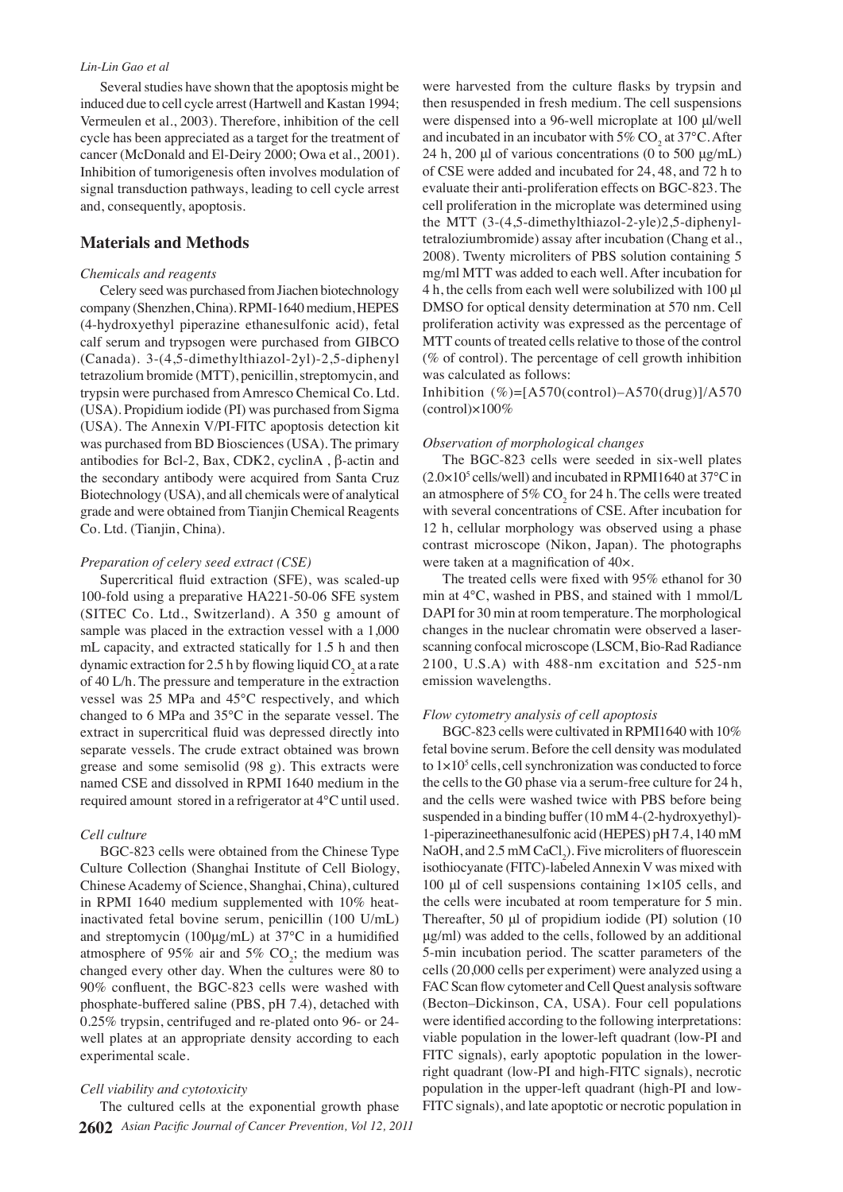Several studies have shown that the apoptosis might be induced due to cell cycle arrest (Hartwell and Kastan 1994; Vermeulen et al., 2003). Therefore, inhibition of the cell cycle has been appreciated as a target for the treatment of cancer (McDonald and El-Deiry 2000; Owa et al., 2001). Inhibition of tumorigenesis often involves modulation of signal transduction pathways, leading to cell cycle arrest and, consequently, apoptosis.

## Materials and Methods

### *Chemicals and reagents*

Celery seed was purchased from Jiachen biotechnology company (Shenzhen, China). RPMI-1640 medium, HEPES (4-hydroxyethyl piperazine ethanesulfonic acid), fetal calf serum and trypsogen were purchased from GIBCO (Canada). 3-(4,5-dimethylthiazol-2yl)-2,5-diphenyl tetrazolium bromide (MTT), penicillin, streptomycin, and trypsin were purchased from Amresco Chemical Co. Ltd. (USA). Propidium iodide (PI) was purchased from Sigma (USA). The Annexin V/PI-FITC apoptosis detection kit was purchased from BD Biosciences (USA). The primary antibodies for Bcl-2, Bax, CDK2, cyclinA , β-actin and the secondary antibody were acquired from Santa Cruz Biotechnology (USA), and all chemicals were of analytical grade and were obtained from Tianjin Chemical Reagents Co. Ltd. (Tianjin, China).

### *Preparation of celery seed extract (CSE)*

Supercritical fluid extraction (SFE), was scaled-up 100-fold using a preparative HA221-50-06 SFE system (SITEC Co. Ltd., Switzerland). A 350 g amount of sample was placed in the extraction vessel with a 1,000 mL capacity, and extracted statically for 1.5 h and then dynamic extraction for 2.5 h by flowing liquid $CO_2$ at a rate of 40 L/h. The pressure and temperature in the extraction vessel was 25 MPa and 45°C respectively, and which changed to 6 MPa and 35°C in the separate vessel. The extract in supercritical fluid was depressed directly into separate vessels. The crude extract obtained was brown grease and some semisolid (98 g). This extracts were named CSE and dissolved in RPMI 1640 medium in the required amount stored in a refrigerator at 4°C until used.

### *Cell culture*

BGC-823 cells were obtained from the Chinese Type Culture Collection (Shanghai Institute of Cell Biology, Chinese Academy of Science, Shanghai, China), cultured in RPMI 1640 medium supplemented with 10% heat-inactivated fetal bovine serum, penicillin (100 U/mL) and streptomycin (100μg/mL) at 37°C in a humidified atmosphere of 95% air and 5% $CO_2$; the medium was changed every other day. When the cultures were 80 to 90% confluent, the BGC-823 cells were washed with phosphate-buffered saline (PBS, pH 7.4), detached with 0.25% trypsin, centrifuged and re-plated onto 96- or 24-well plates at an appropriate density according to each experimental scale.

### *Cell viability and cytotoxicity*

The cultured cells at the exponential growth phase were harvested from the culture flasks by trypsin and then resuspended in fresh medium. The cell suspensions were dispensed into a 96-well microplate at 100 μl/well and incubated in an incubator with 5% $CO_2$ at 37°C. After 24 h, 200 μl of various concentrations (0 to 500 μg/mL) of CSE were added and incubated for 24, 48, and 72 h to evaluate their anti-proliferation effects on BGC-823. The cell proliferation in the microplate was determined using the MTT (3-(4,5-dimethylthiazol-2-yle)2,5-diphenyltetraloziumbromide) assay after incubation (Chang et al., 2008). Twenty microliters of PBS solution containing 5 mg/ml MTT was added to each well. After incubation for 4 h, the cells from each well were solubilized with 100 μl DMSO for optical density determination at 570 nm. Cell proliferation activity was expressed as the percentage of MTT counts of treated cells relative to those of the control (% of control). The percentage of cell growth inhibition was calculated as follows:

Inhibition (%)=[A570(control)–A570(drug)]/A570 (control)×100%

### *Observation of morphological changes*

The BGC-823 cells were seeded in six-well plates ($2.0\times10^5$ cells/well) and incubated in RPMI1640 at 37°C in an atmosphere of 5% $CO_2$ for 24 h. The cells were treated with several concentrations of CSE. After incubation for 12 h, cellular morphology was observed using a phase contrast microscope (Nikon, Japan). The photographs were taken at a magnification of 40×.

The treated cells were fixed with 95% ethanol for 30 min at 4°C, washed in PBS, and stained with 1 mmol/L DAPI for 30 min at room temperature. The morphological changes in the nuclear chromatin were observed by a laser-scanning confocal microscope (LSCM, Bio-Rad Radiance 2100, U.S.A) with 488-nm excitation and 525-nm emission wavelengths.

### *Flow cytometry analysis of cell apoptosis*

BGC-823 cells were cultivated in RPMI1640 with 10% fetal bovine serum. Before the cell density was modulated to $1\times10^5$ cells, cell synchronization was conducted to force the cells to the G0 phase via a serum-free culture for 24 h, and the cells were washed twice with PBS before being suspended in a binding buffer (10 mM 4-(2-hydroxyethyl)-1-piperazineethanesulfonic acid (HEPES) pH 7.4, 140 mM NaOH, and 2.5 mM $CaCl_2$). Five microliters of fluorescein isothiocyanate (FITC)-labeled Annexin V was mixed with 100 μl of cell suspensions containing 1×105 cells, and the cells were incubated at room temperature for 5 min. Thereafter, 50 μl of propidium iodide (PI) solution (10 μg/ml) was added to the cells, followed by an additional 5-min incubation period. The scatter parameters of the cells (20,000 cells per experiment) were analyzed using a FAC Scan flow cytometer and Cell Quest analysis software (Becton–Dickinson, CA, USA). Four cell populations were identified according to the following interpretations: viable population in the lower-left quadrant (low-PI and FITC signals), early apoptotic population in the lower-right quadrant (low-PI and high-FITC signals), necrotic population in the upper-left quadrant (high-PI and low-FITC signals), and late apoptotic or necrotic population in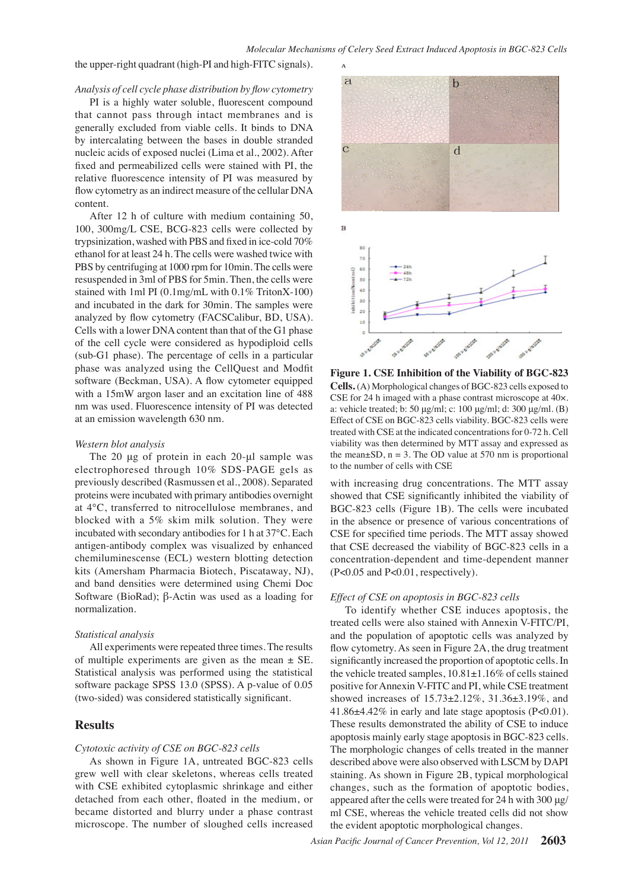the upper-right quadrant (high-PI and high-FITC signals).

*Analysis of cell cycle phase distribution by flow cytometry*

PI is a highly water soluble, fluorescent compound that cannot pass through intact membranes and is generally excluded from viable cells. It binds to DNA by intercalating between the bases in double stranded nucleic acids of exposed nuclei (Lima et al., 2002). After fixed and permeabilized cells were stained with PI, the relative fluorescence intensity of PI was measured by flow cytometry as an indirect measure of the cellular DNA content.

After 12 h of culture with medium containing 50, 100, 300mg/L CSE, BCG-823 cells were collected by trypsinization, washed with PBS and fixed in ice-cold 70% ethanol for at least 24 h. The cells were washed twice with PBS by centrifuging at 1000 rpm for 10min. The cells were resuspended in 3ml of PBS for 5min. Then, the cells were stained with 1ml PI (0.1mg/mL with 0.1% TritonX-100) and incubated in the dark for 30min. The samples were analyzed by flow cytometry (FACSCalibur, BD, USA). Cells with a lower DNA content than that of the G1 phase of the cell cycle were considered as hypodiploid cells (sub-G1 phase). The percentage of cells in a particular phase was analyzed using the CellQuest and Modfit software (Beckman, USA). A flow cytometer equipped with a 15mW argon laser and an excitation line of 488 nm was used. Fluorescence intensity of PI was detected at an emission wavelength 630 nm.

*Western blot analysis*

The 20 μg of protein in each 20-μl sample was electrophoresed through 10% SDS-PAGE gels as previously described (Rasmussen et al., 2008). Separated proteins were incubated with primary antibodies overnight at 4°C, transferred to nitrocellulose membranes, and blocked with a 5% skim milk solution. They were incubated with secondary antibodies for 1 h at 37°C. Each antigen-antibody complex was visualized by enhanced chemiluminescense (ECL) western blotting detection kits (Amersham Pharmacia Biotech, Piscataway, NJ), and band densities were determined using Chemi Doc Software (BioRad); β-Actin was used as a loading for normalization.

*Statistical analysis*

All experiments were repeated three times. The results of multiple experiments are given as the mean ± SE. Statistical analysis was performed using the statistical software package SPSS 13.0 (SPSS). A p-value of 0.05 (two-sided) was considered statistically significant.

## Results

*Cytotoxic activity of CSE on BGC-823 cells*

As shown in Figure 1A, untreated BGC-823 cells grew well with clear skeletons, whereas cells treated with CSE exhibited cytoplasmic shrinkage and either detached from each other, floated in the medium, or became distorted and blurry under a phase contrast microscope. The number of sloughed cells increased with increasing drug concentrations. The MTT assay showed that CSE significantly inhibited the viability of BGC-823 cells (Figure 1B). The cells were incubated in the absence or presence of various concentrations of CSE for specified time periods. The MTT assay showed that CSE decreased the viability of BGC-823 cells in a concentration-dependent and time-dependent manner ($P<0.05$ and $P<0.01$, respectively).

**Figure 1. CSE Inhibition of the Viability of BGC-823 Cells.** (A) Morphological changes of BGC-823 cells exposed to CSE for 24 h imaged with a phase contrast microscope at 40×. a: vehicle treated; b: 50 μg/ml; c: 100 μg/ml; d: 300 μg/ml. (B) Effect of CSE on BGC-823 cells viability. BGC-823 cells were treated with CSE at the indicated concentrations for 0-72 h. Cell viability was then determined by MTT assay and expressed as the mean±SD, n = 3. The OD value at 570 nm is proportional to the number of cells with CSE

*Effect of CSE on apoptosis in BGC-823 cells*

To identify whether CSE induces apoptosis, the treated cells were also stained with Annexin V-FITC/PI, and the population of apoptotic cells was analyzed by flow cytometry. As seen in Figure 2A, the drug treatment significantly increased the proportion of apoptotic cells. In the vehicle treated samples, 10.81±1.16% of cells stained positive for Annexin V-FITC and PI, while CSE treatment showed increases of 15.73±2.12%, 31.36±3.19%, and 41.86±4.42% in early and late stage apoptosis ($P<0.01$). These results demonstrated the ability of CSE to induce apoptosis mainly early stage apoptosis in BGC-823 cells. The morphologic changes of cells treated in the manner described above were also observed with LSCM by DAPI staining. As shown in Figure 2B, typical morphological changes, such as the formation of apoptotic bodies, appeared after the cells were treated for 24 h with 300 μg/ml CSE, whereas the vehicle treated cells did not show the evident apoptotic morphological changes.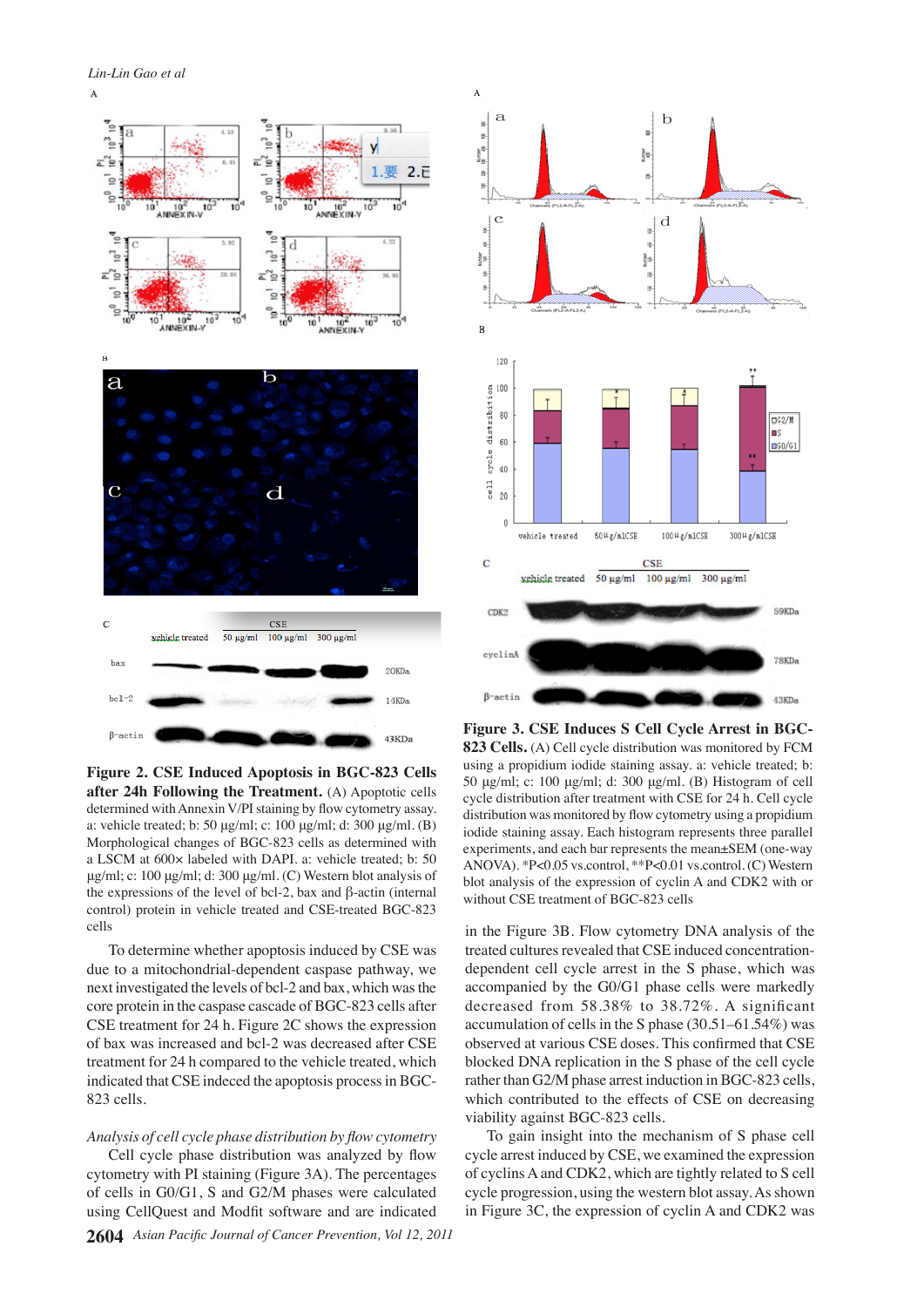**Figure 2. CSE Induced Apoptosis in BGC-823 Cells after 24h Following the Treatment.** (A) Apoptotic cells determined with Annexin V/PI staining by flow cytometry assay. a: vehicle treated; b: 50 μg/ml; c: 100 μg/ml; d: 300 μg/ml. (B) Morphological changes of BGC-823 cells as determined with a LSCM at 600× labeled with DAPI. a: vehicle treated; b: 50 μg/ml; c: 100 μg/ml; d: 300 μg/ml. (C) Western blot analysis of the expressions of the level of bcl-2, bax and β-actin (internal control) protein in vehicle treated and CSE-treated BGC-823 cells

To determine whether apoptosis induced by CSE was due to a mitochondrial-dependent caspase pathway, we next investigated the levels of bcl-2 and bax, which was the core protein in the caspase cascade of BGC-823 cells after CSE treatment for 24 h. Figure 2C shows the expression of bax was increased and bcl-2 was decreased after CSE treatment for 24 h compared to the vehicle treated, which indicated that CSE indeced the apoptosis process in BGC-823 cells.

*Analysis of cell cycle phase distribution by flow cytometry*

Cell cycle phase distribution was analyzed by flow cytometry with PI staining (Figure 3A). The percentages of cells in G0/G1, S and G2/M phases were calculated using CellQuest and Modfit software and are indicated in the Figure 3B. Flow cytometry DNA analysis of the treated cultures revealed that CSE induced concentration-dependent cell cycle arrest in the S phase, which was accompanied by the G0/G1 phase cells were markedly decreased from 58.38% to 38.72%. A significant accumulation of cells in the S phase (30.51–61.54%) was observed at various CSE doses. This confirmed that CSE blocked DNA replication in the S phase of the cell cycle rather than G2/M phase arrest induction in BGC-823 cells, which contributed to the effects of CSE on decreasing viability against BGC-823 cells.

To gain insight into the mechanism of S phase cell cycle arrest induced by CSE, we examined the expression of cyclins A and CDK2, which are tightly related to S cell cycle progression, using the western blot assay. As shown in Figure 3C, the expression of cyclin A and CDK2 was

**Figure 3. CSE Induces S Cell Cycle Arrest in BGC-823 Cells.** (A) Cell cycle distribution was monitored by FCM using a propidium iodide staining assay. a: vehicle treated; b: 50 μg/ml; c: 100 μg/ml; d: 300 μg/ml. (B) Histogram of cell cycle distribution after treatment with CSE for 24 h. Cell cycle distribution was monitored by flow cytometry using a propidium iodide staining assay. Each histogram represents three parallel experiments, and each bar represents the mean±SEM (one-way ANOVA). *P<0.05 vs.control, **P<0.01 vs.control. (C) Western blot analysis of the expression of cyclin A and CDK2 with or without CSE treatment of BGC-823 cells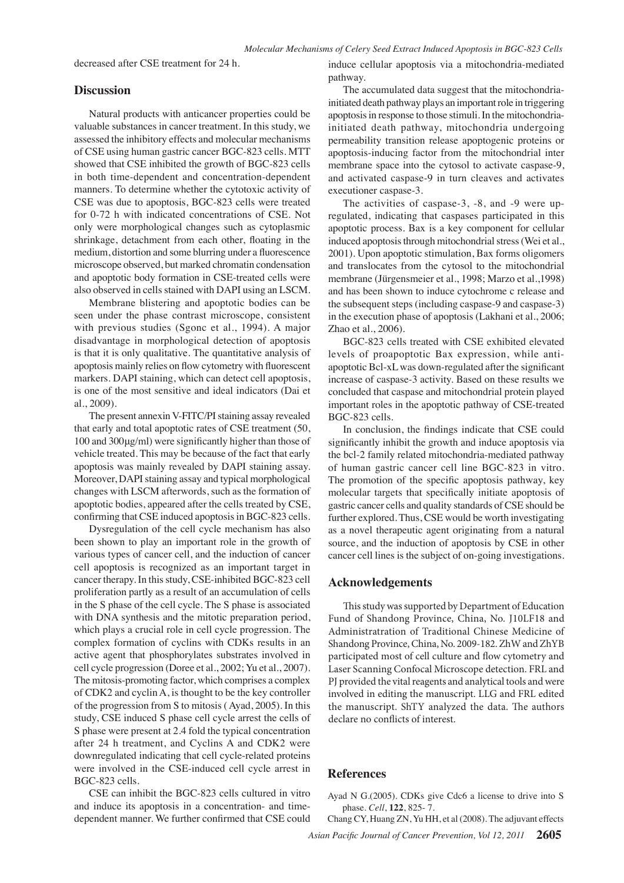decreased after CSE treatment for 24 h.

## Discussion

Natural products with anticancer properties could be valuable substances in cancer treatment. In this study, we assessed the inhibitory effects and molecular mechanisms of CSE using human gastric cancer BGC-823 cells. MTT showed that CSE inhibited the growth of BGC-823 cells in both time-dependent and concentration-dependent manners. To determine whether the cytotoxic activity of CSE was due to apoptosis, BGC-823 cells were treated for 0-72 h with indicated concentrations of CSE. Not only were morphological changes such as cytoplasmic shrinkage, detachment from each other, floating in the medium, distortion and some blurring under a fluorescence microscope observed, but marked chromatin condensation and apoptotic body formation in CSE-treated cells were also observed in cells stained with DAPI using an LSCM.

Membrane blistering and apoptotic bodies can be seen under the phase contrast microscope, consistent with previous studies (Sgonc et al., 1994). A major disadvantage in morphological detection of apoptosis is that it is only qualitative. The quantitative analysis of apoptosis mainly relies on flow cytometry with fluorescent markers. DAPI staining, which can detect cell apoptosis, is one of the most sensitive and ideal indicators (Dai et al., 2009).

The present annexin V-FITC/PI staining assay revealed that early and total apoptotic rates of CSE treatment (50, 100 and 300μg/ml) were significantly higher than those of vehicle treated. This may be because of the fact that early apoptosis was mainly revealed by DAPI staining assay. Moreover, DAPI staining assay and typical morphological changes with LSCM afterwords, such as the formation of apoptotic bodies, appeared after the cells treated by CSE, confirming that CSE induced apoptosis in BGC-823 cells.

Dysregulation of the cell cycle mechanism has also been shown to play an important role in the growth of various types of cancer cell, and the induction of cancer cell apoptosis is recognized as an important target in cancer therapy. In this study, CSE-inhibited BGC-823 cell proliferation partly as a result of an accumulation of cells in the S phase of the cell cycle. The S phase is associated with DNA synthesis and the mitotic preparation period, which plays a crucial role in cell cycle progression. The complex formation of cyclins with CDKs results in an active agent that phosphorylates substrates involved in cell cycle progression (Doree et al., 2002; Yu et al., 2007). The mitosis-promoting factor, which comprises a complex of CDK2 and cyclin A, is thought to be the key controller of the progression from S to mitosis ( Ayad, 2005). In this study, CSE induced S phase cell cycle arrest the cells of S phase were present at 2.4 fold the typical concentration after 24 h treatment, and Cyclins A and CDK2 were downregulated indicating that cell cycle-related proteins were involved in the CSE-induced cell cycle arrest in BGC-823 cells.

CSE can inhibit the BGC-823 cells cultured in vitro and induce its apoptosis in a concentration- and time-dependent manner. We further confirmed that CSE could induce cellular apoptosis via a mitochondria-mediated pathway.

The accumulated data suggest that the mitochondria-initiated death pathway plays an important role in triggering apoptosis in response to those stimuli. In the mitochondria-initiated death pathway, mitochondria undergoing permeability transition release apoptogenic proteins or apoptosis-inducing factor from the mitochondrial inter membrane space into the cytosol to activate caspase-9, and activated caspase-9 in turn cleaves and activates executioner caspase-3.

The activities of caspase-3, -8, and -9 were up-regulated, indicating that caspases participated in this apoptotic process. Bax is a key component for cellular induced apoptosis through mitochondrial stress (Wei et al., 2001). Upon apoptotic stimulation, Bax forms oligomers and translocates from the cytosol to the mitochondrial membrane (Jürgensmeier et al., 1998; Marzo et al.,1998) and has been shown to induce cytochrome c release and the subsequent steps (including caspase-9 and caspase-3) in the execution phase of apoptosis (Lakhani et al., 2006; Zhao et al., 2006).

BGC-823 cells treated with CSE exhibited elevated levels of proapoptotic Bax expression, while anti-apoptotic Bcl-xL was down-regulated after the significant increase of caspase-3 activity. Based on these results we concluded that caspase and mitochondrial protein played important roles in the apoptotic pathway of CSE-treated BGC-823 cells.

In conclusion, the findings indicate that CSE could significantly inhibit the growth and induce apoptosis via the bcl-2 family related mitochondria-mediated pathway of human gastric cancer cell line BGC-823 in vitro. The promotion of the specific apoptosis pathway, key molecular targets that specifically initiate apoptosis of gastric cancer cells and quality standards of CSE should be further explored. Thus, CSE would be worth investigating as a novel therapeutic agent originating from a natural source, and the induction of apoptosis by CSE in other cancer cell lines is the subject of on-going investigations.

## Acknowledgements

This study was supported by Department of Education Fund of Shandong Province, China, No. J10LF18 and Administration of Traditional Chinese Medicine of Shandong Province, China, No. 2009-182. ZhW and ZhYB participated most of cell culture and flow cytometry and Laser Scanning Confocal Microscope detection. FRL and PJ provided the vital reagents and analytical tools and were involved in editing the manuscript. LLG and FRL edited the manuscript. ShTY analyzed the data. The authors declare no conflicts of interest.

## References

Ayad N G.(2005). CDKs give Cdc6 a license to drive into S phase. *Cell*, **122**, 825- 7.

Chang CY, Huang ZN, Yu HH, et al (2008). The adjuvant effects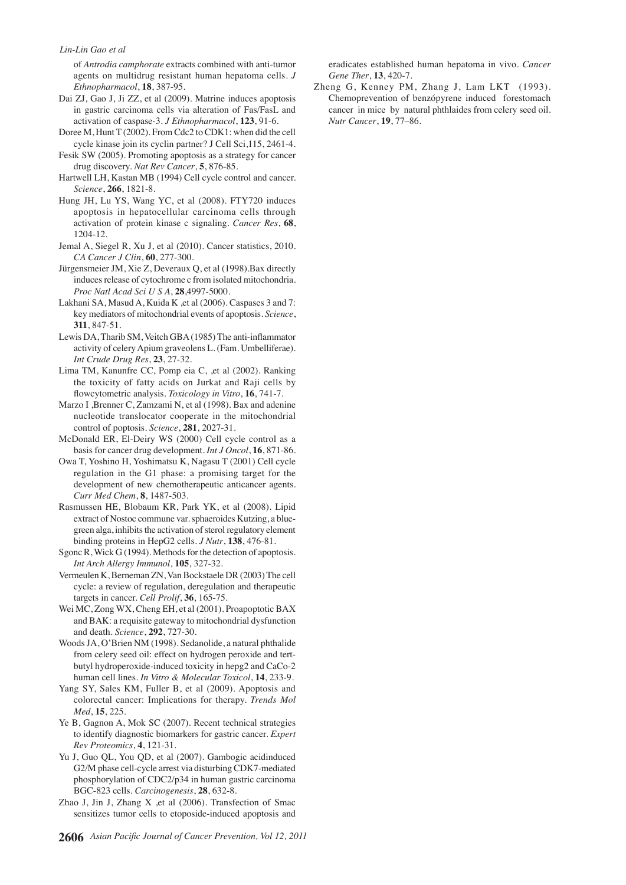of *Antrodia camphorate* extracts combined with anti-tumor agents on multidrug resistant human hepatoma cells. *J Ethnopharmacol*, **18**, 387-95.

Dai ZJ, Gao J, Ji ZZ, et al (2009). Matrine induces apoptosis in gastric carcinoma cells via alteration of Fas/FasL and activation of caspase-3. *J Ethnopharmacol*, **123**, 91-6.

Doree M, Hunt T (2002). From Cdc2 to CDK1: when did the cell cycle kinase join its cyclin partner? J Cell Sci,115, 2461-4.

Fesik SW (2005). Promoting apoptosis as a strategy for cancer drug discovery. *Nat Rev Cancer*, **5**, 876-85.

Hartwell LH, Kastan MB (1994) Cell cycle control and cancer. *Science*, **266**, 1821-8.

Hung JH, Lu YS, Wang YC, et al (2008). FTY720 induces apoptosis in hepatocellular carcinoma cells through activation of protein kinase c signaling. *Cancer Res*, **68**, 1204-12.

Jemal A, Siegel R, Xu J, et al (2010). Cancer statistics, 2010. *CA Cancer J Clin*, **60**, 277-300.

Jürgensmeier JM, Xie Z, Deveraux Q, et al (1998).Bax directly induces release of cytochrome c from isolated mitochondria. *Proc Natl Acad Sci U S A*, **28**,4997-5000.

Lakhani SA, Masud A, Kuida K ,et al (2006). Caspases 3 and 7: key mediators of mitochondrial events of apoptosis. *Science*, **311**, 847-51.

Lewis DA, Tharib SM, Veitch GBA (1985) The anti-inflammator activity of celery Apium graveolens L. (Fam. Umbelliferae). *Int Crude Drug Res*, **23**, 27-32.

Lima TM, Kanunfre CC, Pomp eia C, ,et al (2002). Ranking the toxicity of fatty acids on Jurkat and Raji cells by flowcytometric analysis. *Toxicology in Vitro*, **16**, 741-7.

Marzo I ,Brenner C, Zamzami N, et al (1998). Bax and adenine nucleotide translocator cooperate in the mitochondrial control of poptosis. *Science*, **281**, 2027-31.

McDonald ER, El-Deiry WS (2000) Cell cycle control as a basis for cancer drug development. *Int J Oncol*, **16**, 871-86.

Owa T, Yoshino H, Yoshimatsu K, Nagasu T (2001) Cell cycle regulation in the G1 phase: a promising target for the development of new chemotherapeutic anticancer agents. *Curr Med Chem*, **8**, 1487-503.

Rasmussen HE, Blobaum KR, Park YK, et al (2008). Lipid extract of Nostoc commune var. sphaeroides Kutzing, a blue-green alga, inhibits the activation of sterol regulatory element binding proteins in HepG2 cells. *J Nutr*, **138**, 476-81.

Sgonc R, Wick G (1994). Methods for the detection of apoptosis. *Int Arch Allergy Immunol*, **105**, 327-32.

Vermeulen K, Berneman ZN, Van Bockstaele DR (2003) The cell cycle: a review of regulation, deregulation and therapeutic targets in cancer. *Cell Prolif*, **36**, 165-75.

Wei MC, Zong WX, Cheng EH, et al (2001). Proapoptotic BAX and BAK: a requisite gateway to mitochondrial dysfunction and death. *Science*, **292**, 727-30.

Woods JA, O'Brien NM (1998). Sedanolide, a natural phthalide from celery seed oil: effect on hydrogen peroxide and tert-butyl hydroperoxide-induced toxicity in hepg2 and CaCo-2 human cell lines. *In Vitro & Molecular Toxicol*, **14**, 233-9.

Yang SY, Sales KM, Fuller B, et al (2009). Apoptosis and colorectal cancer: Implications for therapy. *Trends Mol Med*, **15**, 225.

Ye B, Gagnon A, Mok SC (2007). Recent technical strategies to identify diagnostic biomarkers for gastric cancer. *Expert Rev Proteomics*, **4**, 121-31.

Yu J, Guo QL, You QD, et al (2007). Gambogic acidinduced G2/M phase cell-cycle arrest via disturbing CDK7-mediated phosphorylation of CDC2/p34 in human gastric carcinoma BGC-823 cells. *Carcinogenesis*, **28**, 632-8.

Zhao J, Jin J, Zhang X ,et al (2006). Transfection of Smac sensitizes tumor cells to etoposide-induced apoptosis and eradicates established human hepatoma in vivo. *Cancer Gene Ther*, **13**, 420-7.

Zheng G, Kenney PM, Zhang J, Lam LKT (1993). Chemoprevention of benzópyrene induced forestomach cancer in mice by natural phthlaides from celery seed oil. *Nutr Cancer*, **19**, 77–86.